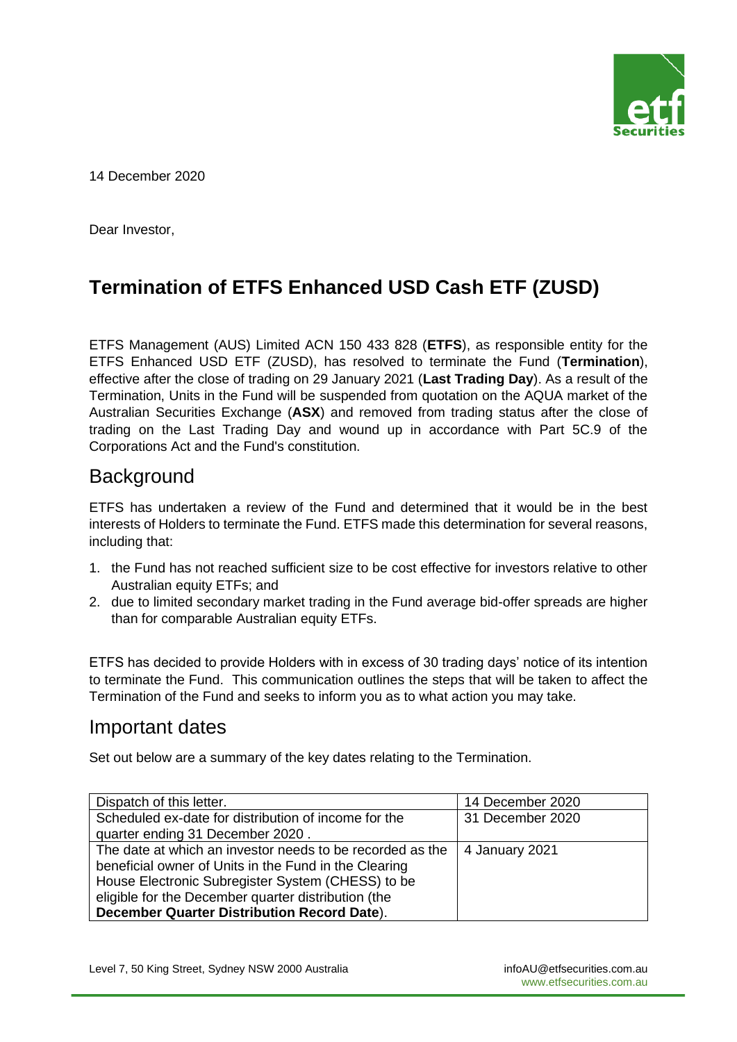14 December 2020

Dear Investor,

# Termination of ETFS Enhanced USD Cash ETF (ZUSD)

ETFS Management (AUS) Limited ACN 150 433 828 (**ETFS**), as responsible entity for the ETFS Enhanced USD ETF (ZUSD), has resolved to terminate the Fund (**Termination**), effective after the close of trading on 29 January 2021 (**Last Trading Day**). As a result of the Termination, Units in the Fund will be suspended from quotation on the AQUA market of the Australian Securities Exchange (**ASX**) and removed from trading status after the close of trading on the Last Trading Day and wound up in accordance with Part 5C.9 of the Corporations Act and the Fund's constitution.

## Background

ETFS has undertaken a review of the Fund and determined that it would be in the best interests of Holders to terminate the Fund. ETFS made this determination for several reasons, including that:

1. the Fund has not reached sufficient size to be cost effective for investors relative to other Australian equity ETFs; and
2. due to limited secondary market trading in the Fund average bid-offer spreads are higher than for comparable Australian equity ETFs.

ETFS has decided to provide Holders with in excess of 30 trading days' notice of its intention to terminate the Fund. This communication outlines the steps that will be taken to affect the Termination of the Fund and seeks to inform you as to what action you may take.

## Important dates

Set out below are a summary of the key dates relating to the Termination.

| | |
|---|---|
| Dispatch of this letter. | 14 December 2020 |
| Scheduled ex-date for distribution of income for the quarter ending 31 December 2020 . | 31 December 2020 |
| The date at which an investor needs to be recorded as the beneficial owner of Units in the Fund in the Clearing House Electronic Subregister System (CHESS) to be eligible for the December quarter distribution (the **December Quarter Distribution Record Date**). | 4 January 2021 |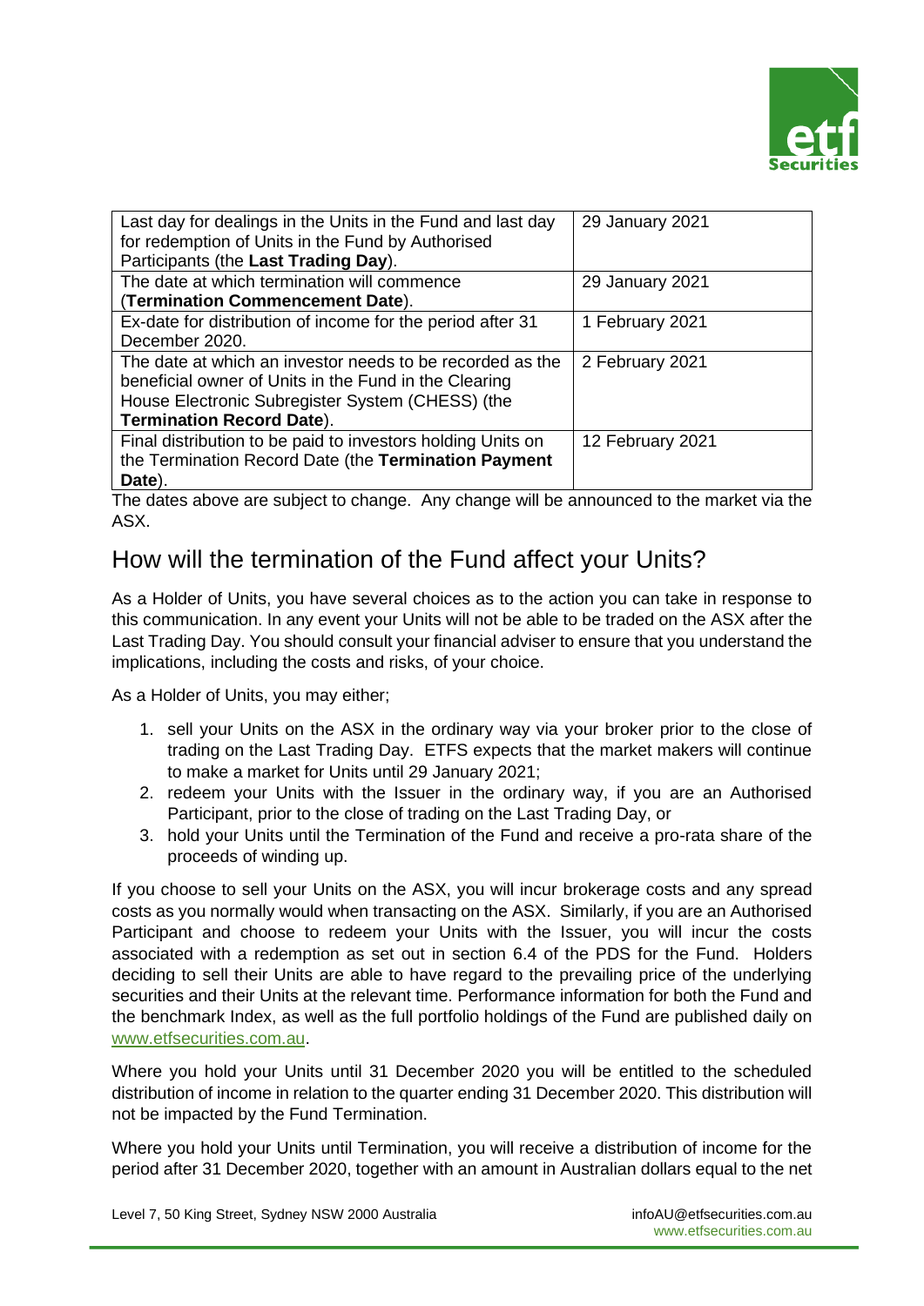| Last day for dealings in the Units in the Fund and last day for redemption of Units in the Fund by Authorised Participants (the **Last Trading Day**). | 29 January 2021 |
| --- | --- |
| The date at which termination will commence (**Termination Commencement Date**). | 29 January 2021 |
| Ex-date for distribution of income for the period after 31 December 2020. | 1 February 2021 |
| The date at which an investor needs to be recorded as the beneficial owner of Units in the Fund in the Clearing House Electronic Subregister System (CHESS) (the **Termination Record Date**). | 2 February 2021 |
| Final distribution to be paid to investors holding Units on the Termination Record Date (the **Termination Payment Date**). | 12 February 2021 |

The dates above are subject to change. Any change will be announced to the market via the ASX.

## How will the termination of the Fund affect your Units?

As a Holder of Units, you have several choices as to the action you can take in response to this communication. In any event your Units will not be able to be traded on the ASX after the Last Trading Day. You should consult your financial adviser to ensure that you understand the implications, including the costs and risks, of your choice.

As a Holder of Units, you may either;

1. sell your Units on the ASX in the ordinary way via your broker prior to the close of trading on the Last Trading Day. ETFS expects that the market makers will continue to make a market for Units until 29 January 2021;
2. redeem your Units with the Issuer in the ordinary way, if you are an Authorised Participant, prior to the close of trading on the Last Trading Day, or
3. hold your Units until the Termination of the Fund and receive a pro-rata share of the proceeds of winding up.

If you choose to sell your Units on the ASX, you will incur brokerage costs and any spread costs as you normally would when transacting on the ASX. Similarly, if you are an Authorised Participant and choose to redeem your Units with the Issuer, you will incur the costs associated with a redemption as set out in section 6.4 of the PDS for the Fund. Holders deciding to sell their Units are able to have regard to the prevailing price of the underlying securities and their Units at the relevant time. Performance information for both the Fund and the benchmark Index, as well as the full portfolio holdings of the Fund are published daily on www.etfsecurities.com.au.

Where you hold your Units until 31 December 2020 you will be entitled to the scheduled distribution of income in relation to the quarter ending 31 December 2020. This distribution will not be impacted by the Fund Termination.

Where you hold your Units until Termination, you will receive a distribution of income for the period after 31 December 2020, together with an amount in Australian dollars equal to the net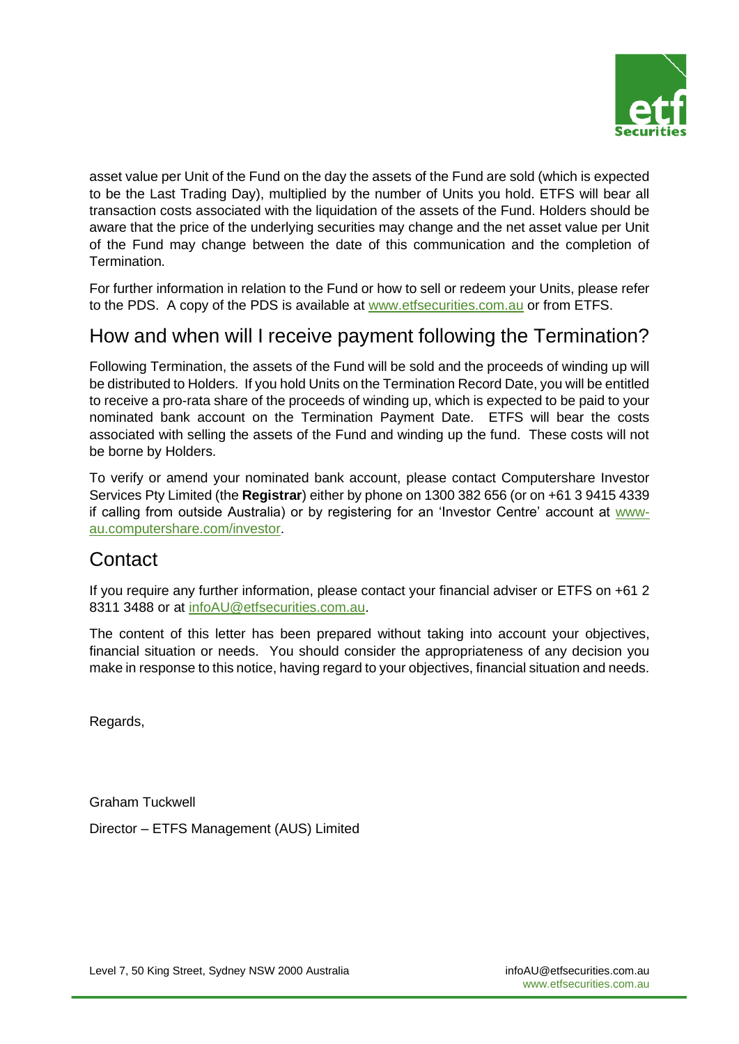asset value per Unit of the Fund on the day the assets of the Fund are sold (which is expected to be the Last Trading Day), multiplied by the number of Units you hold. ETFS will bear all transaction costs associated with the liquidation of the assets of the Fund. Holders should be aware that the price of the underlying securities may change and the net asset value per Unit of the Fund may change between the date of this communication and the completion of Termination.

For further information in relation to the Fund or how to sell or redeem your Units, please refer to the PDS. A copy of the PDS is available at www.etfsecurities.com.au or from ETFS.

## How and when will I receive payment following the Termination?

Following Termination, the assets of the Fund will be sold and the proceeds of winding up will be distributed to Holders. If you hold Units on the Termination Record Date, you will be entitled to receive a pro-rata share of the proceeds of winding up, which is expected to be paid to your nominated bank account on the Termination Payment Date. ETFS will bear the costs associated with selling the assets of the Fund and winding up the fund. These costs will not be borne by Holders.

To verify or amend your nominated bank account, please contact Computershare Investor Services Pty Limited (the **Registrar**) either by phone on 1300 382 656 (or on +61 3 9415 4339 if calling from outside Australia) or by registering for an 'Investor Centre' account at www-au.computershare.com/investor.

## Contact

If you require any further information, please contact your financial adviser or ETFS on +61 2 8311 3488 or at infoAU@etfsecurities.com.au.

The content of this letter has been prepared without taking into account your objectives, financial situation or needs. You should consider the appropriateness of any decision you make in response to this notice, having regard to your objectives, financial situation and needs.

Regards,

Graham Tuckwell

Director – ETFS Management (AUS) Limited